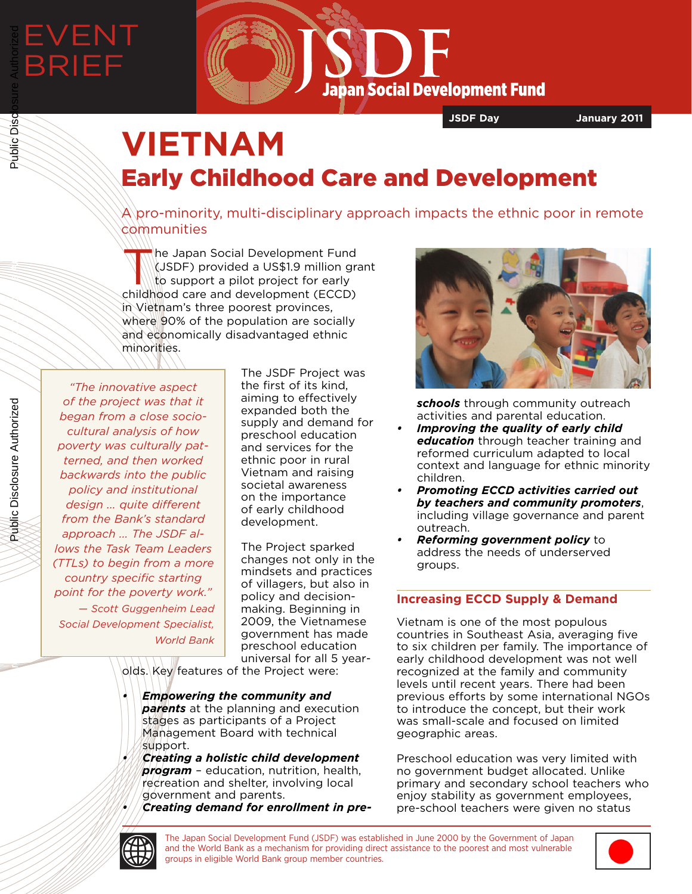EVENT BRIEF

# VIETNAM

## Early Childhood Care and Development

A pro-minority, multi-disciplinary approach impacts the ethnic poor in remote communities

The Japan Social Development Fund (JSDF) provided a US$1.9 million grant to support a pilot project for early childhood care and development (ECCD) in Vietnam's three poorest provinces, where 90% of the population are socially and economically disadvantaged ethnic minorities.

> *"The innovative aspect of the project was that it began from a close socio-cultural analysis of how poverty was culturally patterned, and then worked backwards into the public policy and institutional design ... quite different from the Bank's standard approach ... The JSDF allows the Task Team Leaders (TTLs) to begin from a more country specific starting point for the poverty work."*
>
> *— Scott Guggenheim Lead Social Development Specialist, World Bank*

The JSDF Project was the first of its kind, aiming to effectively expanded both the supply and demand for preschool education and services for the ethnic poor in rural Vietnam and raising societal awareness on the importance of early childhood development.

The Project sparked changes not only in the mindsets and practices of villagers, but also in policy and decision-making. Beginning in 2009, the Vietnamese government has made preschool education universal for all 5 year-olds. Key features of the Project were:

- ***Empowering the community and parents*** at the planning and execution stages as participants of a Project Management Board with technical support.
- ***Creating a holistic child development program*** – education, nutrition, health, recreation and shelter, involving local government and parents.
- ***Creating demand for enrollment in pre-schools*** through community outreach activities and parental education.
- ***Improving the quality of early child education*** through teacher training and reformed curriculum adapted to local context and language for ethnic minority children.
- ***Promoting ECCD activities carried out by teachers and community promoters***, including village governance and parent outreach.
- ***Reforming government policy*** to address the needs of underserved groups.

### Increasing ECCD Supply & Demand

Vietnam is one of the most populous countries in Southeast Asia, averaging five to six children per family. The importance of early childhood development was not well recognized at the family and community levels until recent years. There had been previous efforts by some international NGOs to introduce the concept, but their work was small-scale and focused on limited geographic areas.

Preschool education was very limited with no government budget allocated. Unlike primary and secondary school teachers who enjoy stability as government employees, pre-school teachers were given no status

The Japan Social Development Fund (JSDF) was established in June 2000 by the Government of Japan and the World Bank as a mechanism for providing direct assistance to the poorest and most vulnerable groups in eligible World Bank group member countries.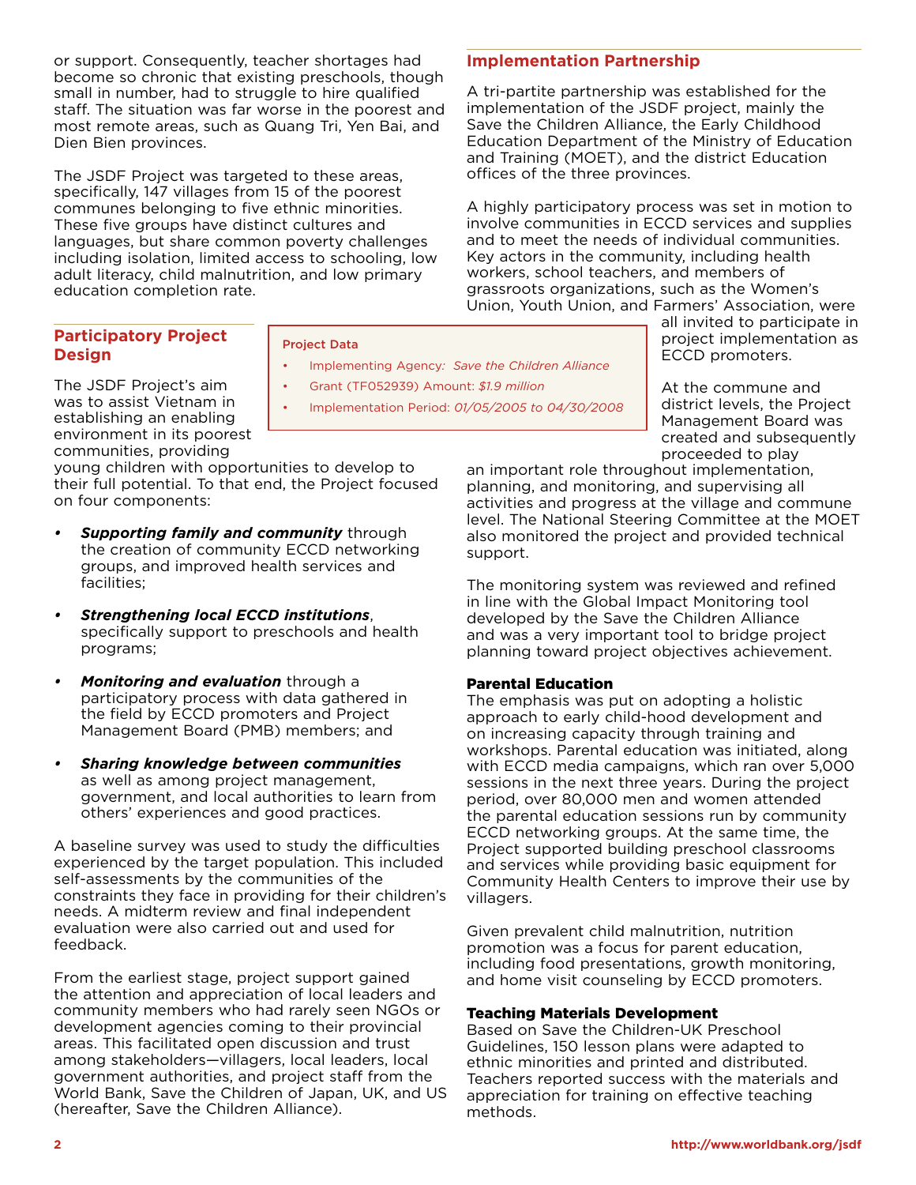or support. Consequently, teacher shortages had become so chronic that existing preschools, though small in number, had to struggle to hire qualified staff. The situation was far worse in the poorest and most remote areas, such as Quang Tri, Yen Bai, and Dien Bien provinces.

The JSDF Project was targeted to these areas, specifically, 147 villages from 15 of the poorest communes belonging to five ethnic minorities. These five groups have distinct cultures and languages, but share common poverty challenges including isolation, limited access to schooling, low adult literacy, child malnutrition, and low primary education completion rate.

## Participatory Project Design

The JSDF Project's aim was to assist Vietnam in establishing an enabling environment in its poorest communities, providing young children with opportunities to develop to their full potential. To that end, the Project focused on four components:

- ***Supporting family and community*** through the creation of community ECCD networking groups, and improved health services and facilities;
- ***Strengthening local ECCD institutions***, specifically support to preschools and health programs;
- ***Monitoring and evaluation*** through a participatory process with data gathered in the field by ECCD promoters and Project Management Board (PMB) members; and
- ***Sharing knowledge between communities*** as well as among project management, government, and local authorities to learn from others' experiences and good practices.

A baseline survey was used to study the difficulties experienced by the target population. This included self-assessments by the communities of the constraints they face in providing for their children's needs. A midterm review and final independent evaluation were also carried out and used for feedback.

From the earliest stage, project support gained the attention and appreciation of local leaders and community members who had rarely seen NGOs or development agencies coming to their provincial areas. This facilitated open discussion and trust among stakeholders—villagers, local leaders, local government authorities, and project staff from the World Bank, Save the Children of Japan, UK, and US (hereafter, Save the Children Alliance).

**Project Data**

- Implementing Agency: *Save the Children Alliance*
- Grant (TF052939) Amount: *$1.9 million*
- Implementation Period: *01/05/2005 to 04/30/2008*

## Implementation Partnership

A tri-partite partnership was established for the implementation of the JSDF project, mainly the Save the Children Alliance, the Early Childhood Education Department of the Ministry of Education and Training (MOET), and the district Education offices of the three provinces.

A highly participatory process was set in motion to involve communities in ECCD services and supplies and to meet the needs of individual communities. Key actors in the community, including health workers, school teachers, and members of grassroots organizations, such as the Women's Union, Youth Union, and Farmers' Association, were all invited to participate in project implementation as ECCD promoters.

At the commune and district levels, the Project Management Board was created and subsequently proceeded to play an important role throughout implementation, planning, and monitoring, and supervising all activities and progress at the village and commune level. The National Steering Committee at the MOET also monitored the project and provided technical support.

The monitoring system was reviewed and refined in line with the Global Impact Monitoring tool developed by the Save the Children Alliance and was a very important tool to bridge project planning toward project objectives achievement.

### Parental Education

The emphasis was put on adopting a holistic approach to early child-hood development and on increasing capacity through training and workshops. Parental education was initiated, along with ECCD media campaigns, which ran over 5,000 sessions in the next three years. During the project period, over 80,000 men and women attended the parental education sessions run by community ECCD networking groups. At the same time, the Project supported building preschool classrooms and services while providing basic equipment for Community Health Centers to improve their use by villagers.

Given prevalent child malnutrition, nutrition promotion was a focus for parent education, including food presentations, growth monitoring, and home visit counseling by ECCD promoters.

### Teaching Materials Development

Based on Save the Children-UK Preschool Guidelines, 150 lesson plans were adapted to ethnic minorities and printed and distributed. Teachers reported success with the materials and appreciation for training on effective teaching methods.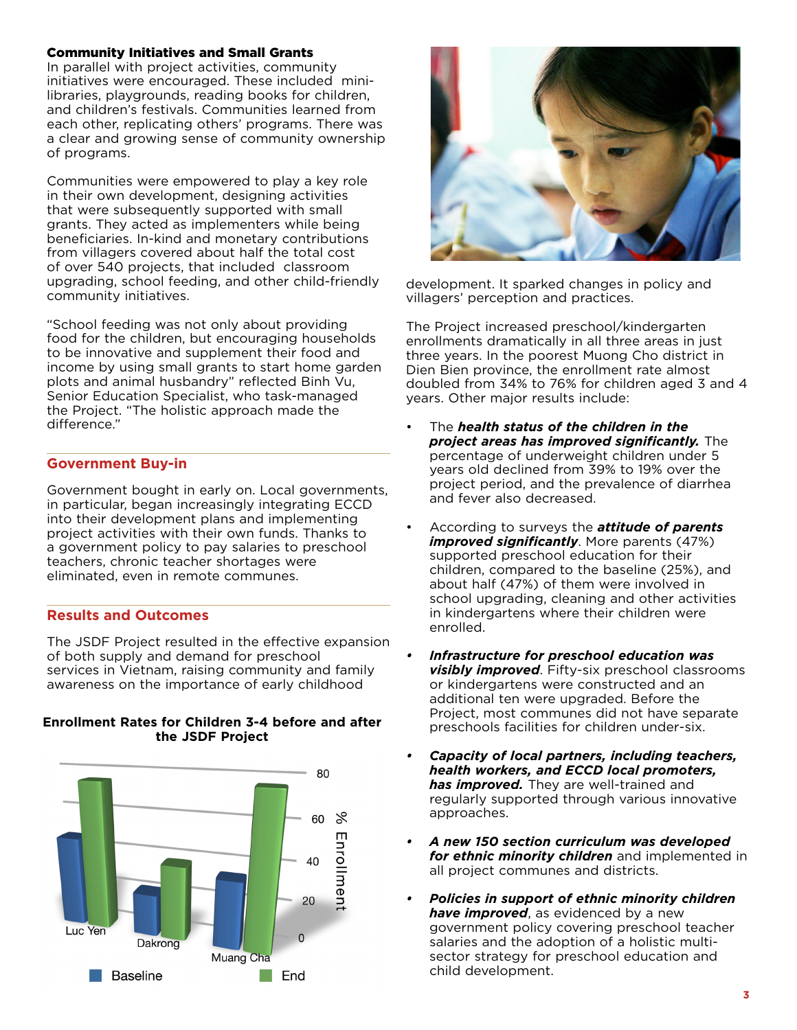### Community Initiatives and Small Grants

In parallel with project activities, community initiatives were encouraged. These included mini-libraries, playgrounds, reading books for children, and children's festivals. Communities learned from each other, replicating others' programs. There was a clear and growing sense of community ownership of programs.

Communities were empowered to play a key role in their own development, designing activities that were subsequently supported with small grants. They acted as implementers while being beneficiaries. In-kind and monetary contributions from villagers covered about half the total cost of over 540 projects, that included classroom upgrading, school feeding, and other child-friendly community initiatives.

"School feeding was not only about providing food for the children, but encouraging households to be innovative and supplement their food and income by using small grants to start home garden plots and animal husbandry" reflected Binh Vu, Senior Education Specialist, who task-managed the Project. "The holistic approach made the difference."

## Government Buy-in

Government bought in early on. Local governments, in particular, began increasingly integrating ECCD into their development plans and implementing project activities with their own funds. Thanks to a government policy to pay salaries to preschool teachers, chronic teacher shortages were eliminated, even in remote communes.

## Results and Outcomes

The JSDF Project resulted in the effective expansion of both supply and demand for preschool services in Vietnam, raising community and family awareness on the importance of early childhood development. It sparked changes in policy and villagers' perception and practices.

**Enrollment Rates for Children 3-4 before and after the JSDF Project**

The Project increased preschool/kindergarten enrollments dramatically in all three areas in just three years. In the poorest Muong Cho district in Dien Bien province, the enrollment rate almost doubled from 34% to 76% for children aged 3 and 4 years. Other major results include:

- The ***health status of the children in the project areas has improved significantly.*** The percentage of underweight children under 5 years old declined from 39% to 19% over the project period, and the prevalence of diarrhea and fever also decreased.
- According to surveys the ***attitude of parents improved significantly***. More parents (47%) supported preschool education for their children, compared to the baseline (25%), and about half (47%) of them were involved in school upgrading, cleaning and other activities in kindergartens where their children were enrolled.
- ***Infrastructure for preschool education was visibly improved***. Fifty-six preschool classrooms or kindergartens were constructed and an additional ten were upgraded. Before the Project, most communes did not have separate preschools facilities for children under-six.
- ***Capacity of local partners, including teachers, health workers, and ECCD local promoters, has improved.*** They are well-trained and regularly supported through various innovative approaches.
- ***A new 150 section curriculum was developed for ethnic minority children*** and implemented in all project communes and districts.
- ***Policies in support of ethnic minority children have improved***, as evidenced by a new government policy covering preschool teacher salaries and the adoption of a holistic multi-sector strategy for preschool education and child development.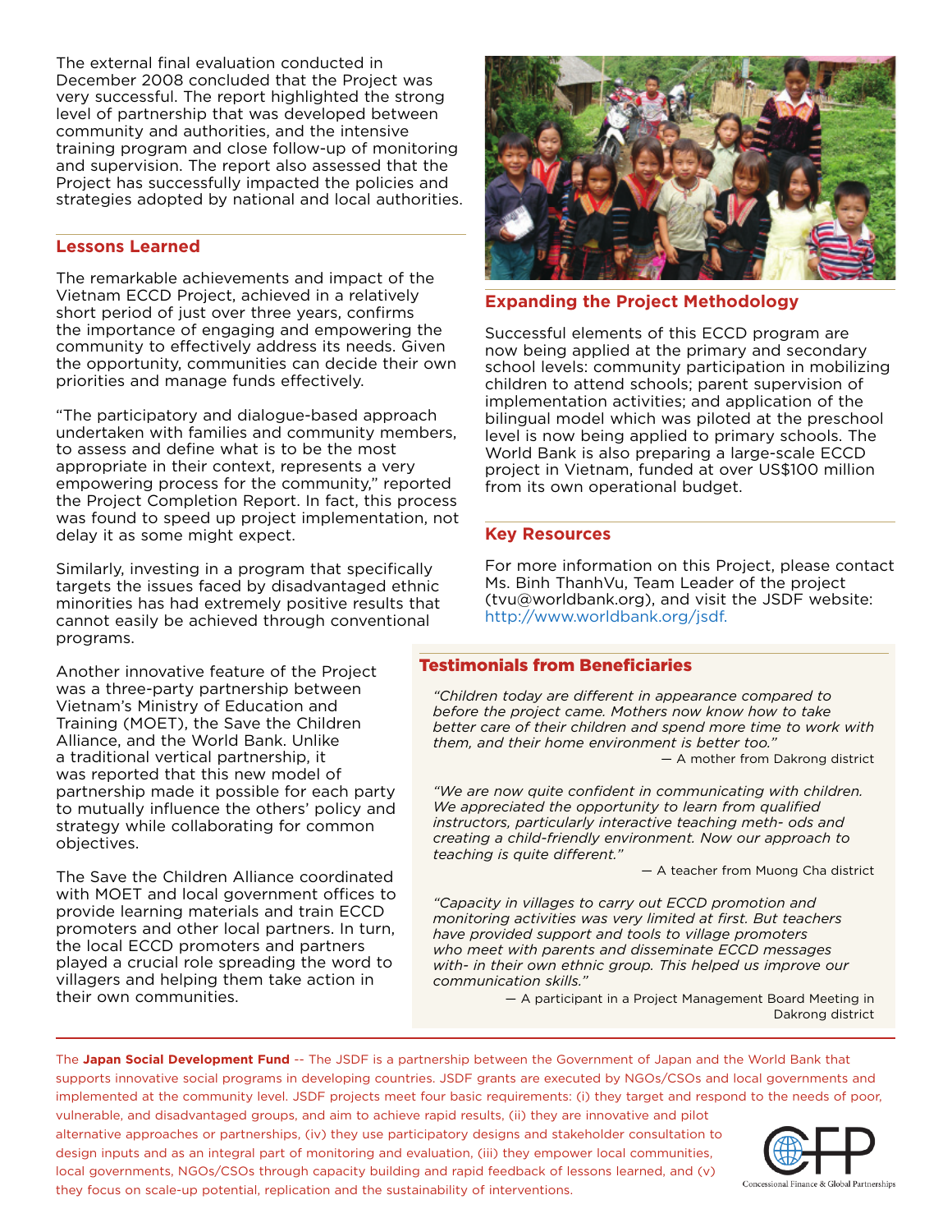The external final evaluation conducted in December 2008 concluded that the Project was very successful. The report highlighted the strong level of partnership that was developed between community and authorities, and the intensive training program and close follow-up of monitoring and supervision. The report also assessed that the Project has successfully impacted the policies and strategies adopted by national and local authorities.

## Lessons Learned

The remarkable achievements and impact of the Vietnam ECCD Project, achieved in a relatively short period of just over three years, confirms the importance of engaging and empowering the community to effectively address its needs. Given the opportunity, communities can decide their own priorities and manage funds effectively.

"The participatory and dialogue-based approach undertaken with families and community members, to assess and define what is to be the most appropriate in their context, represents a very empowering process for the community," reported the Project Completion Report. In fact, this process was found to speed up project implementation, not delay it as some might expect.

Similarly, investing in a program that specifically targets the issues faced by disadvantaged ethnic minorities has had extremely positive results that cannot easily be achieved through conventional programs.

Another innovative feature of the Project was a three-party partnership between Vietnam's Ministry of Education and Training (MOET), the Save the Children Alliance, and the World Bank. Unlike a traditional vertical partnership, it was reported that this new model of partnership made it possible for each party to mutually influence the others' policy and strategy while collaborating for common objectives.

The Save the Children Alliance coordinated with MOET and local government offices to provide learning materials and train ECCD promoters and other local partners. In turn, the local ECCD promoters and partners played a crucial role spreading the word to villagers and helping them take action in their own communities.

## Expanding the Project Methodology

Successful elements of this ECCD program are now being applied at the primary and secondary school levels: community participation in mobilizing children to attend schools; parent supervision of implementation activities; and application of the bilingual model which was piloted at the preschool level is now being applied to primary schools. The World Bank is also preparing a large-scale ECCD project in Vietnam, funded at over US$100 million from its own operational budget.

## Key Resources

For more information on this Project, please contact Ms. Binh ThanhVu, Team Leader of the project (tvu@worldbank.org), and visit the JSDF website: http://www.worldbank.org/jsdf.

## Testimonials from Beneficiaries

*"Children today are different in appearance compared to before the project came. Mothers now know how to take better care of their children and spend more time to work with them, and their home environment is better too."*

— A mother from Dakrong district

*"We are now quite confident in communicating with children. We appreciated the opportunity to learn from qualified instructors, particularly interactive teaching meth- ods and creating a child-friendly environment. Now our approach to teaching is quite different."*

— A teacher from Muong Cha district

*"Capacity in villages to carry out ECCD promotion and monitoring activities was very limited at first. But teachers have provided support and tools to village promoters who meet with parents and disseminate ECCD messages with- in their own ethnic group. This helped us improve our communication skills."*

— A participant in a Project Management Board Meeting in Dakrong district

---

The **Japan Social Development Fund** -- The JSDF is a partnership between the Government of Japan and the World Bank that supports innovative social programs in developing countries. JSDF grants are executed by NGOs/CSOs and local governments and implemented at the community level. JSDF projects meet four basic requirements: (i) they target and respond to the needs of poor, vulnerable, and disadvantaged groups, and aim to achieve rapid results, (ii) they are innovative and pilot alternative approaches or partnerships, (iv) they use participatory designs and stakeholder consultation to design inputs and as an integral part of monitoring and evaluation, (iii) they empower local communities, local governments, NGOs/CSOs through capacity building and rapid feedback of lessons learned, and (v) they focus on scale-up potential, replication and the sustainability of interventions.

CFP
Concessional Finance & Global Partnerships